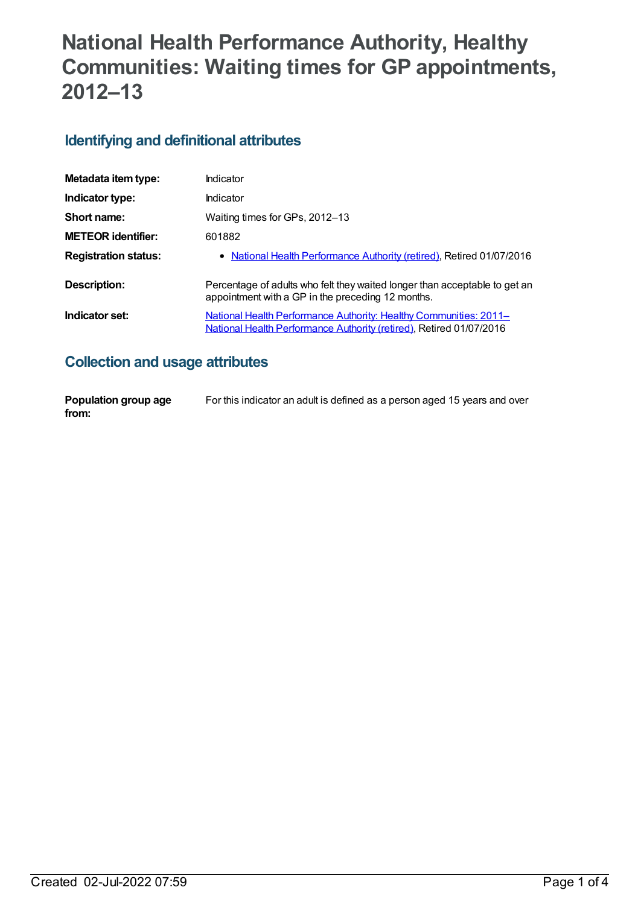# National Health Performance Authority, Healthy Communities: Waiting times for GP appointments, 2012–13

## Identifying and definitional attributes

| | |
|---|---|
| **Metadata item type:** | Indicator |
| **Indicator type:** | Indicator |
| **Short name:** | Waiting times for GPs, 2012–13 |
| **METEOR identifier:** | 601882 |
| **Registration status:** | • National Health Performance Authority (retired), Retired 01/07/2016 |
| **Description:** | Percentage of adults who felt they waited longer than acceptable to get an appointment with a GP in the preceding 12 months. |
| **Indicator set:** | National Health Performance Authority: Healthy Communities: 2011– National Health Performance Authority (retired), Retired 01/07/2016 |

## Collection and usage attributes

| | |
|---|---|
| **Population group age from:** | For this indicator an adult is defined as a person aged 15 years and over |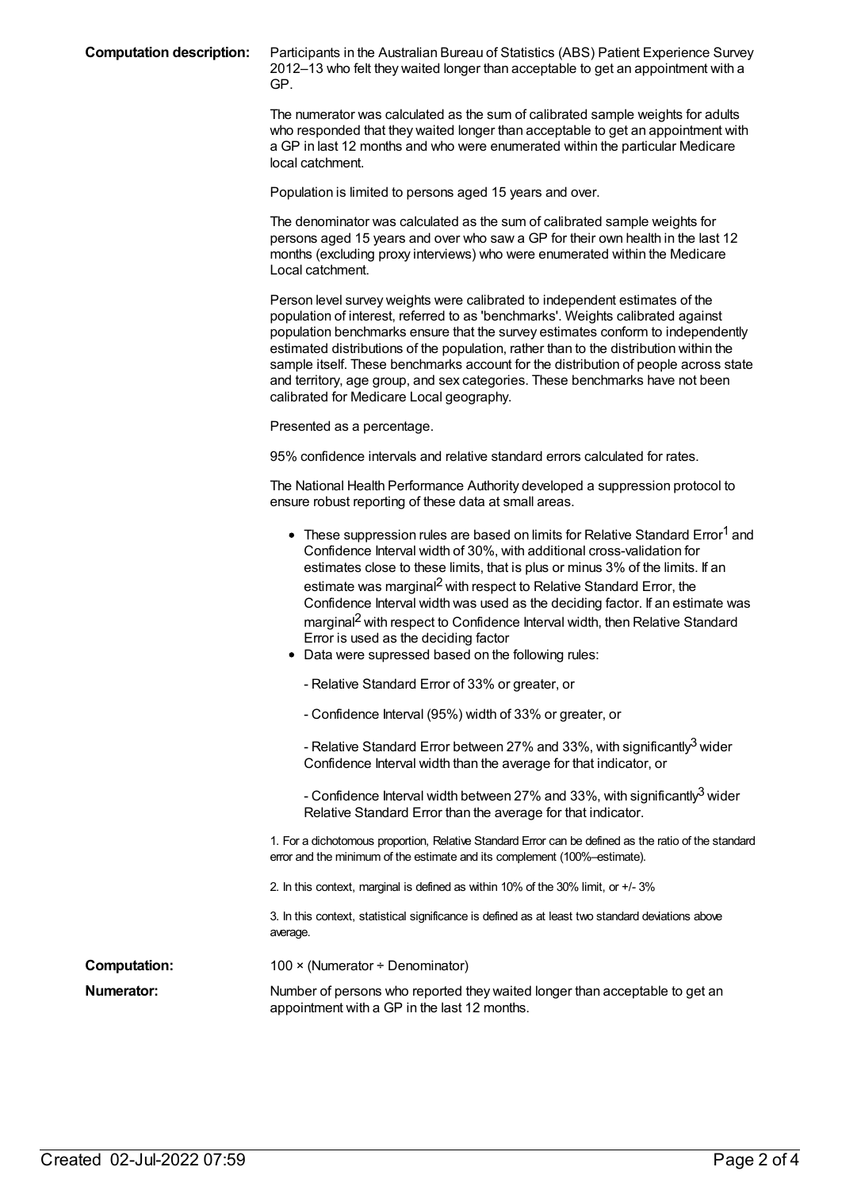**Computation description:** Participants in the Australian Bureau of Statistics (ABS) Patient Experience Survey 2012–13 who felt they waited longer than acceptable to get an appointment with a GP.

The numerator was calculated as the sum of calibrated sample weights for adults who responded that they waited longer than acceptable to get an appointment with a GP in last 12 months and who were enumerated within the particular Medicare local catchment.

Population is limited to persons aged 15 years and over.

The denominator was calculated as the sum of calibrated sample weights for persons aged 15 years and over who saw a GP for their own health in the last 12 months (excluding proxy interviews) who were enumerated within the Medicare Local catchment.

Person level survey weights were calibrated to independent estimates of the population of interest, referred to as 'benchmarks'. Weights calibrated against population benchmarks ensure that the survey estimates conform to independently estimated distributions of the population, rather than to the distribution within the sample itself. These benchmarks account for the distribution of people across state and territory, age group, and sex categories. These benchmarks have not been calibrated for Medicare Local geography.

Presented as a percentage.

95% confidence intervals and relative standard errors calculated for rates.

The National Health Performance Authority developed a suppression protocol to ensure robust reporting of these data at small areas.

- These suppression rules are based on limits for Relative Standard Error[1] and Confidence Interval width of 30%, with additional cross-validation for estimates close to these limits, that is plus or minus 3% of the limits. If an estimate was marginal[2] with respect to Relative Standard Error, the Confidence Interval width was used as the deciding factor. If an estimate was marginal[2] with respect to Confidence Interval width, then Relative Standard Error is used as the deciding factor
- Data were supressed based on the following rules:

  - Relative Standard Error of 33% or greater, or

  - Confidence Interval (95%) width of 33% or greater, or

  - Relative Standard Error between 27% and 33%, with significantly[3] wider Confidence Interval width than the average for that indicator, or

  - Confidence Interval width between 27% and 33%, with significantly[3] wider Relative Standard Error than the average for that indicator.

1. For a dichotomous proportion, Relative Standard Error can be defined as the ratio of the standard error and the minimum of the estimate and its complement (100%–estimate).

2. In this context, marginal is defined as within 10% of the 30% limit, or +/- 3%

3. In this context, statistical significance is defined as at least two standard deviations above average.

**Computation:** 100 × (Numerator ÷ Denominator)

**Numerator:** Number of persons who reported they waited longer than acceptable to get an appointment with a GP in the last 12 months.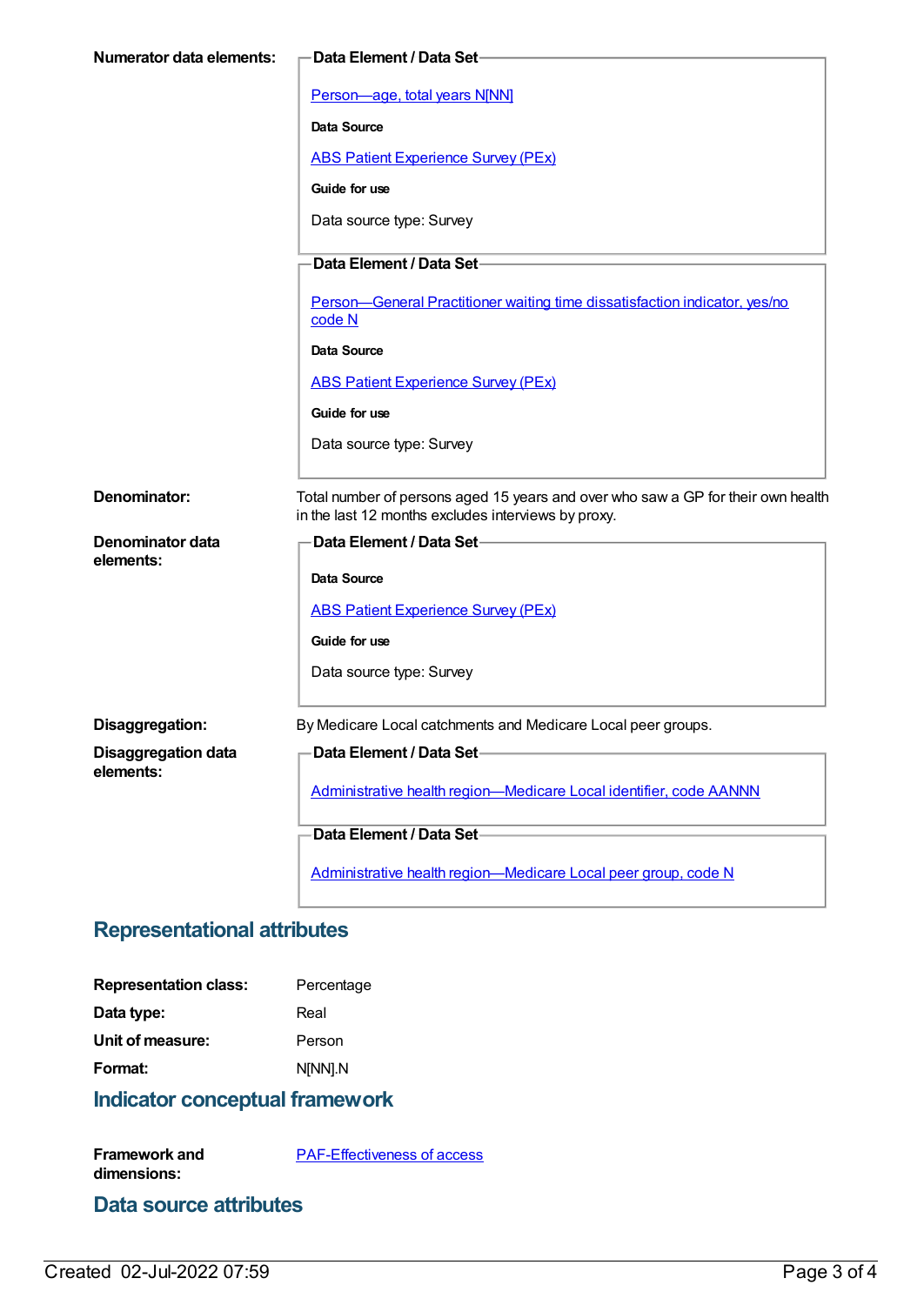**Numerator data elements:**

**Data Element / Data Set**

[Person—age, total years N[NN]]

**Data Source**

ABS Patient Experience Survey (PEx)

**Guide for use**

Data source type: Survey

**Data Element / Data Set**

Person—General Practitioner waiting time dissatisfaction indicator, yes/no code N

**Data Source**

ABS Patient Experience Survey (PEx)

**Guide for use**

Data source type: Survey

**Denominator:** Total number of persons aged 15 years and over who saw a GP for their own health in the last 12 months excludes interviews by proxy.

**Denominator data elements:**

**Data Element / Data Set**

**Data Source**

ABS Patient Experience Survey (PEx)

**Guide for use**

Data source type: Survey

**Disaggregation:** By Medicare Local catchments and Medicare Local peer groups.

**Disaggregation data elements:**

**Data Element / Data Set**

Administrative health region—Medicare Local identifier, code AANNN

**Data Element / Data Set**

Administrative health region—Medicare Local peer group, code N

## Representational attributes

**Representation class:** Percentage

**Data type:** Real

**Unit of measure:** Person

**Format:** N[NN].N

## Indicator conceptual framework

**Framework and dimensions:** PAF-Effectiveness of access

## Data source attributes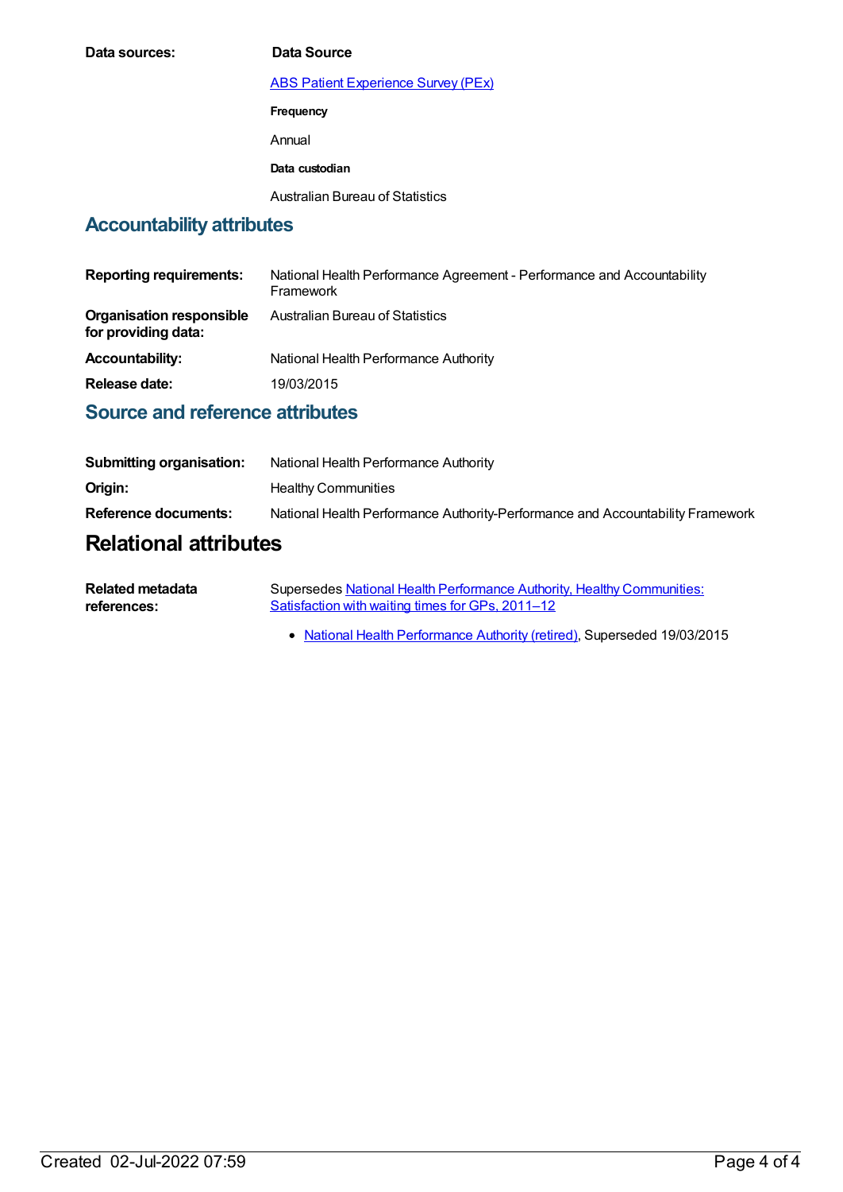**Data sources:**

**Data Source**

ABS Patient Experience Survey (PEx)

**Frequency**

Annual

**Data custodian**

Australian Bureau of Statistics

## Accountability attributes

| | |
|---|---|
| **Reporting requirements:** | National Health Performance Agreement - Performance and Accountability Framework |
| **Organisation responsible for providing data:** | Australian Bureau of Statistics |
| **Accountability:** | National Health Performance Authority |
| **Release date:** | 19/03/2015 |

## Source and reference attributes

| | |
|---|---|
| **Submitting organisation:** | National Health Performance Authority |
| **Origin:** | Healthy Communities |
| **Reference documents:** | National Health Performance Authority-Performance and Accountability Framework |

# Relational attributes

**Related metadata references:**

Supersedes National Health Performance Authority, Healthy Communities: Satisfaction with waiting times for GPs, 2011–12

- National Health Performance Authority (retired), Superseded 19/03/2015